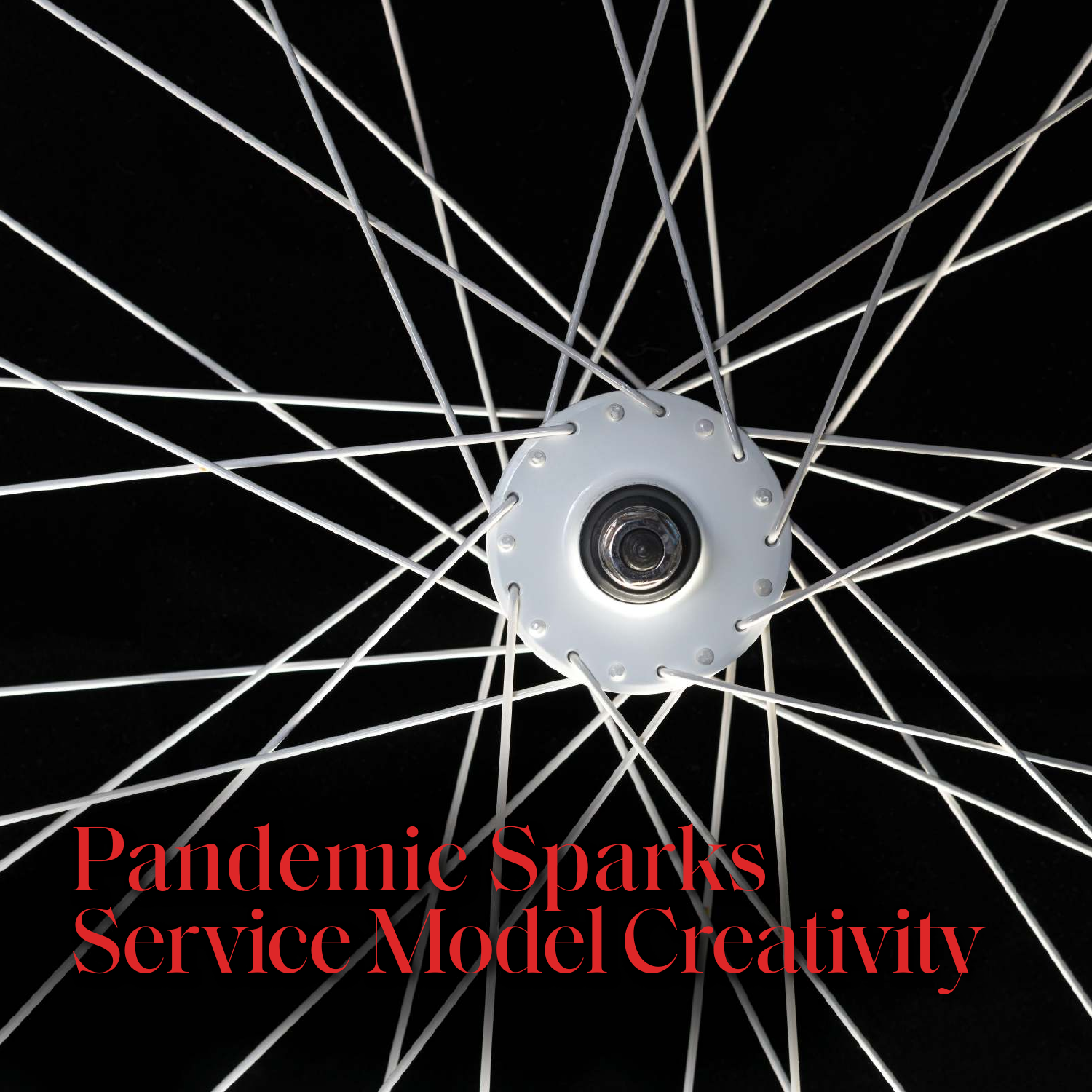# Pandemic Sparks Service Model Creativity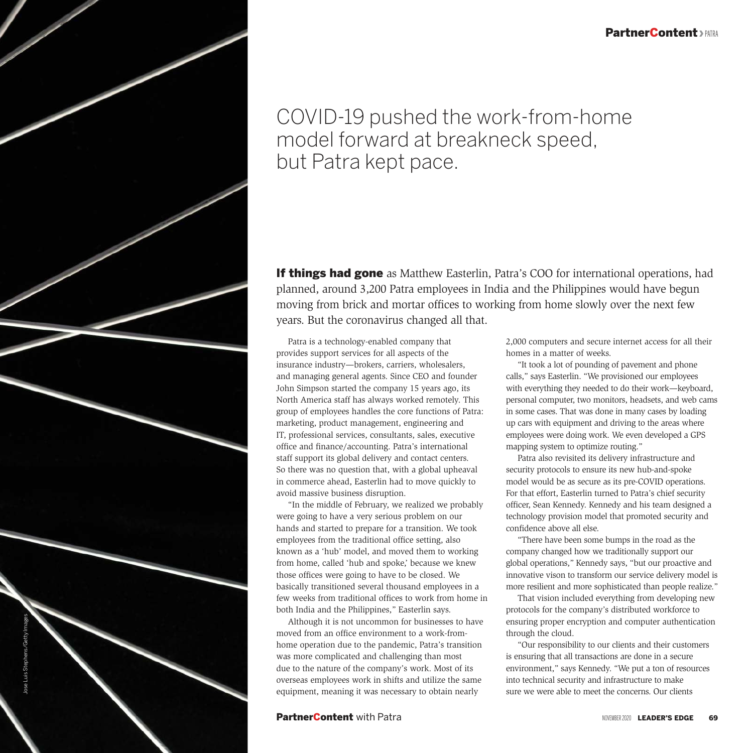# COVID-19 pushed the work-from-home model forward at breakneck speed, but Patra kept pace.

**If things had gone** as Matthew Easterlin, Patra's COO for international operations, had planned, around 3,200 Patra employees in India and the Philippines would have begun moving from brick and mortar offices to working from home slowly over the next few years. But the coronavirus changed all that.

Patra is a technology-enabled company that provides support services for all aspects of the insurance industry—brokers, carriers, wholesalers, and managing general agents. Since CEO and founder John Simpson started the company 15 years ago, its North America staff has always worked remotely. This group of employees handles the core functions of Patra: marketing, product management, engineering and IT, professional services, consultants, sales, executive office and finance/accounting. Patra's international staff support its global delivery and contact centers. So there was no question that, with a global upheaval in commerce ahead, Easterlin had to move quickly to avoid massive business disruption.

"In the middle of February, we realized we probably were going to have a very serious problem on our hands and started to prepare for a transition. We took employees from the traditional office setting, also known as a 'hub' model, and moved them to working from home, called 'hub and spoke,' because we knew those offices were going to have to be closed. We basically transitioned several thousand employees in a few weeks from traditional offices to work from home in both India and the Philippines," Easterlin says.

Although it is not uncommon for businesses to have moved from an office environment to a work-from-home operation due to the pandemic, Patra's transition was more complicated and challenging than most due to the nature of the company's work. Most of its overseas employees work in shifts and utilize the same equipment, meaning it was necessary to obtain nearly 2,000 computers and secure internet access for all their homes in a matter of weeks.

"It took a lot of pounding of pavement and phone calls," says Easterlin. "We provisioned our employees with everything they needed to do their work—keyboard, personal computer, two monitors, headsets, and web cams in some cases. That was done in many cases by loading up cars with equipment and driving to the areas where employees were doing work. We even developed a GPS mapping system to optimize routing."

Patra also revisited its delivery infrastructure and security protocols to ensure its new hub-and-spoke model would be as secure as its pre-COVID operations. For that effort, Easterlin turned to Patra's chief security officer, Sean Kennedy. Kennedy and his team designed a technology provision model that promoted security and confidence above all else.

"There have been some bumps in the road as the company changed how we traditionally support our global operations," Kennedy says, "but our proactive and innovative vison to transform our service delivery model is more resilient and more sophisticated than people realize."

That vision included everything from developing new protocols for the company's distributed workforce to ensuring proper encryption and computer authentication through the cloud.

"Our responsibility to our clients and their customers is ensuring that all transactions are done in a secure environment," says Kennedy. "We put a ton of resources into technical security and infrastructure to make sure we were able to meet the concerns. Our clients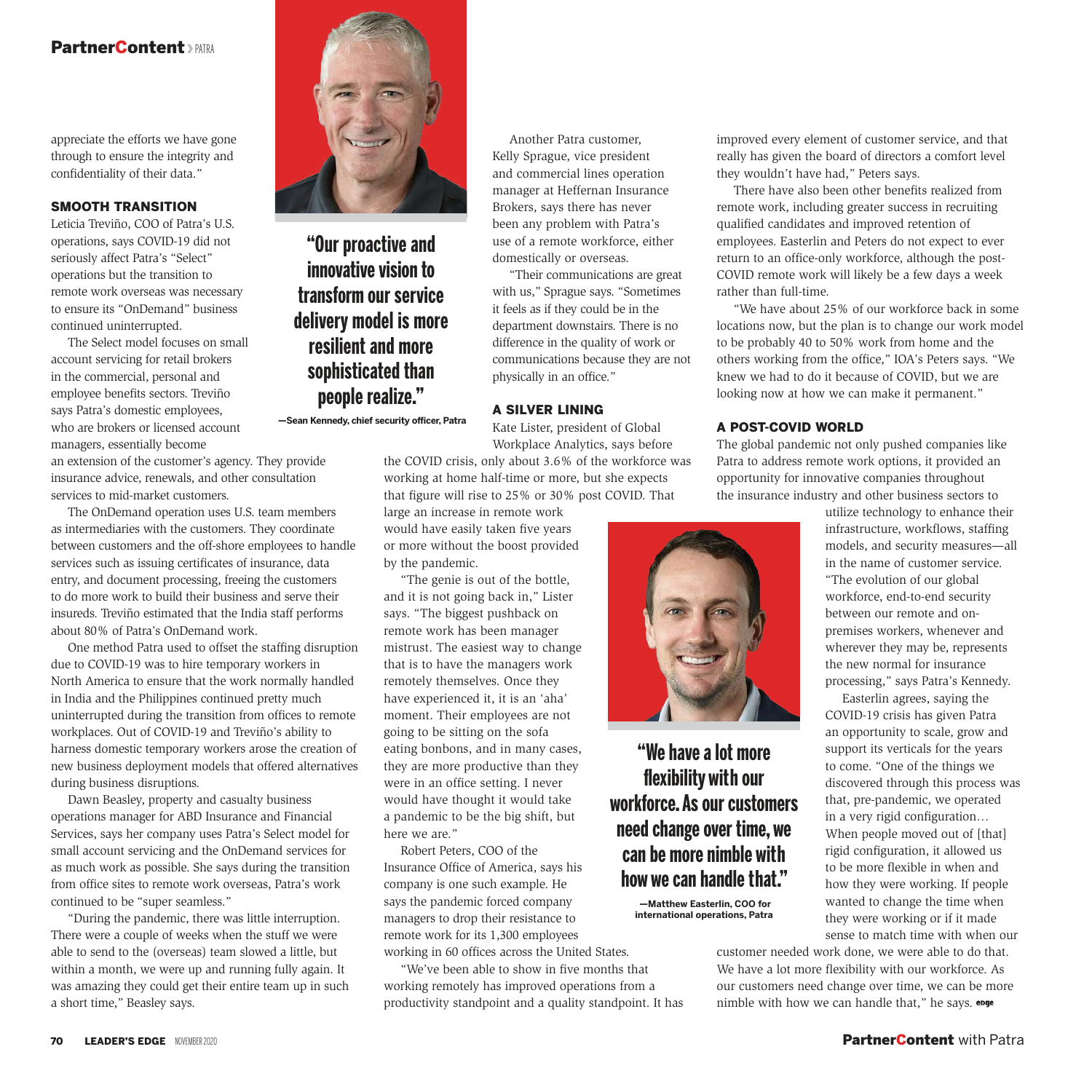appreciate the efforts we have gone through to ensure the integrity and confidentiality of their data."

### SMOOTH TRANSITION

Leticia Treviño, COO of Patra's U.S. operations, says COVID-19 did not seriously affect Patra's "Select" operations but the transition to remote work overseas was necessary to ensure its "OnDemand" business continued uninterrupted.

The Select model focuses on small account servicing for retail brokers in the commercial, personal and employee benefits sectors. Treviño says Patra's domestic employees, who are brokers or licensed account managers, essentially become an extension of the customer's agency. They provide insurance advice, renewals, and other consultation services to mid-market customers.

The OnDemand operation uses U.S. team members as intermediaries with the customers. They coordinate between customers and the off-shore employees to handle services such as issuing certificates of insurance, data entry, and document processing, freeing the customers to do more work to build their business and serve their insureds. Treviño estimated that the India staff performs about 80% of Patra's OnDemand work.

One method Patra used to offset the staffing disruption due to COVID-19 was to hire temporary workers in North America to ensure that the work normally handled in India and the Philippines continued pretty much uninterrupted during the transition from offices to remote workplaces. Out of COVID-19 and Treviño's ability to harness domestic temporary workers arose the creation of new business deployment models that offered alternatives during business disruptions.

Dawn Beasley, property and casualty business operations manager for ABD Insurance and Financial Services, says her company uses Patra's Select model for small account servicing and the OnDemand services for as much work as possible. She says during the transition from office sites to remote work overseas, Patra's work continued to be "super seamless."

"During the pandemic, there was little interruption. There were a couple of weeks when the stuff we were able to send to the (overseas) team slowed a little, but within a month, we were up and running fully again. It was amazing they could get their entire team up in such a short time," Beasley says.

> **"Our proactive and innovative vision to transform our service delivery model is more resilient and more sophisticated than people realize."**
>
> —Sean Kennedy, chief security officer, Patra

Another Patra customer, Kelly Sprague, vice president and commercial lines operation manager at Heffernan Insurance Brokers, says there has never been any problem with Patra's use of a remote workforce, either domestically or overseas.

"Their communications are great with us," Sprague says. "Sometimes it feels as if they could be in the department downstairs. There is no difference in the quality of work or communications because they are not physically in an office."

### A SILVER LINING

Kate Lister, president of Global Workplace Analytics, says before the COVID crisis, only about 3.6% of the workforce was working at home half-time or more, but she expects that figure will rise to 25% or 30% post COVID. That large an increase in remote work would have easily taken five years or more without the boost provided by the pandemic.

"The genie is out of the bottle, and it is not going back in," Lister says. "The biggest pushback on remote work has been manager mistrust. The easiest way to change that is to have the managers work remotely themselves. Once they have experienced it, it is an 'aha' moment. Their employees are not going to be sitting on the sofa eating bonbons, and in many cases, they are more productive than they were in an office setting. I never would have thought it would take a pandemic to be the big shift, but here we are."

Robert Peters, COO of the Insurance Office of America, says his company is one such example. He says the pandemic forced company managers to drop their resistance to remote work for its 1,300 employees working in 60 offices across the United States.

"We've been able to show in five months that working remotely has improved operations from a productivity standpoint and a quality standpoint. It has improved every element of customer service, and that really has given the board of directors a comfort level they wouldn't have had," Peters says.

There have also been other benefits realized from remote work, including greater success in recruiting qualified candidates and improved retention of employees. Easterlin and Peters do not expect to ever return to an office-only workforce, although the post-COVID remote work will likely be a few days a week rather than full-time.

"We have about 25% of our workforce back in some locations now, but the plan is to change our work model to be probably 40 to 50% work from home and the others working from the office," IOA's Peters says. "We knew we had to do it because of COVID, but we are looking now at how we can make it permanent."

### A POST-COVID WORLD

The global pandemic not only pushed companies like Patra to address remote work options, it provided an opportunity for innovative companies throughout the insurance industry and other business sectors to utilize technology to enhance their infrastructure, workflows, staffing models, and security measures—all in the name of customer service. "The evolution of our global workforce, end-to-end security between our remote and on-premises workers, whenever and wherever they may be, represents the new normal for insurance processing," says Patra's Kennedy.

Easterlin agrees, saying the COVID-19 crisis has given Patra an opportunity to scale, grow and support its verticals for the years to come. "One of the things we discovered through this process was that, pre-pandemic, we operated in a very rigid configuration… When people moved out of [that] rigid configuration, it allowed us to be more flexible in when and how they were working. If people wanted to change the time when they were working or if it made sense to match time with when our customer needed work done, we were able to do that. We have a lot more flexibility with our workforce. As our customers need change over time, we can be more nimble with how we can handle that," he says.

> **"We have a lot more flexibility with our workforce. As our customers need change over time, we can be more nimble with how we can handle that."**
>
> —Matthew Easterlin, COO for international operations, Patra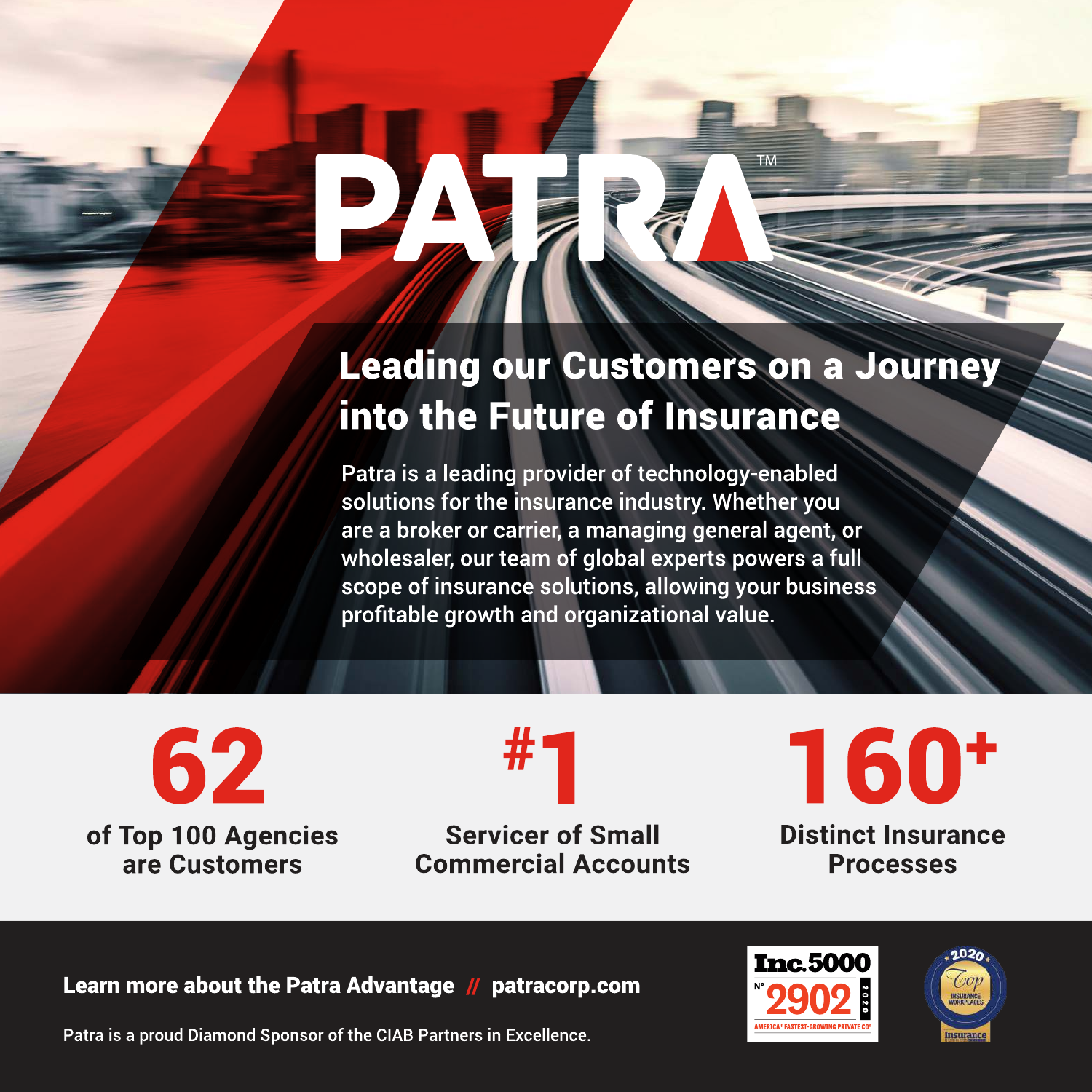# PATRA™

## Leading our Customers on a Journey into the Future of Insurance

Patra is a leading provider of technology-enabled solutions for the insurance industry. Whether you are a broker or carrier, a managing general agent, or wholesaler, our team of global experts powers a full scope of insurance solutions, allowing your business profitable growth and organizational value.

**62**
of Top 100 Agencies are Customers

**#1**
Servicer of Small Commercial Accounts

**160+**
Distinct Insurance Processes

**Learn more about the Patra Advantage // patracorp.com**

Patra is a proud Diamond Sponsor of the CIAB Partners in Excellence.

Inc. 5000 No 2902 2020 AMERICA'S FASTEST-GROWING PRIVATE COS

2020 Top Insurance Workplaces Insurance Business